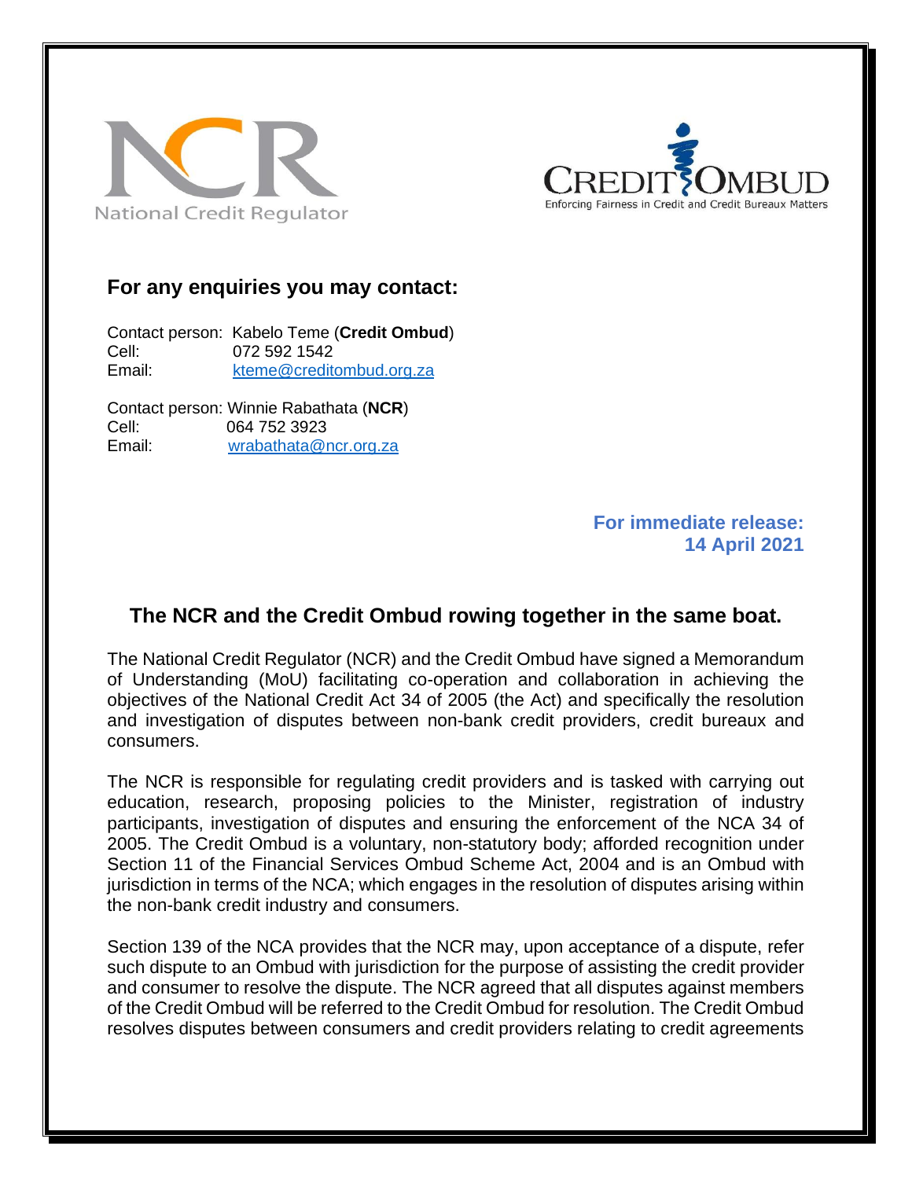National Credit Regulator

CREDIT OMBUD
Enforcing Fairness in Credit and Credit Bureaux Matters

**For any enquiries you may contact:**

Contact person: Kabelo Teme (**Credit Ombud**)
Cell: 072 592 1542
Email: kteme@creditombud.org.za

Contact person: Winnie Rabathata (**NCR**)
Cell: 064 752 3923
Email: wrabathata@ncr.org.za

**For immediate release:**
**14 April 2021**

## The NCR and the Credit Ombud rowing together in the same boat.

The National Credit Regulator (NCR) and the Credit Ombud have signed a Memorandum of Understanding (MoU) facilitating co-operation and collaboration in achieving the objectives of the National Credit Act 34 of 2005 (the Act) and specifically the resolution and investigation of disputes between non-bank credit providers, credit bureaux and consumers.

The NCR is responsible for regulating credit providers and is tasked with carrying out education, research, proposing policies to the Minister, registration of industry participants, investigation of disputes and ensuring the enforcement of the NCA 34 of 2005. The Credit Ombud is a voluntary, non-statutory body; afforded recognition under Section 11 of the Financial Services Ombud Scheme Act, 2004 and is an Ombud with jurisdiction in terms of the NCA; which engages in the resolution of disputes arising within the non-bank credit industry and consumers.

Section 139 of the NCA provides that the NCR may, upon acceptance of a dispute, refer such dispute to an Ombud with jurisdiction for the purpose of assisting the credit provider and consumer to resolve the dispute. The NCR agreed that all disputes against members of the Credit Ombud will be referred to the Credit Ombud for resolution. The Credit Ombud resolves disputes between consumers and credit providers relating to credit agreements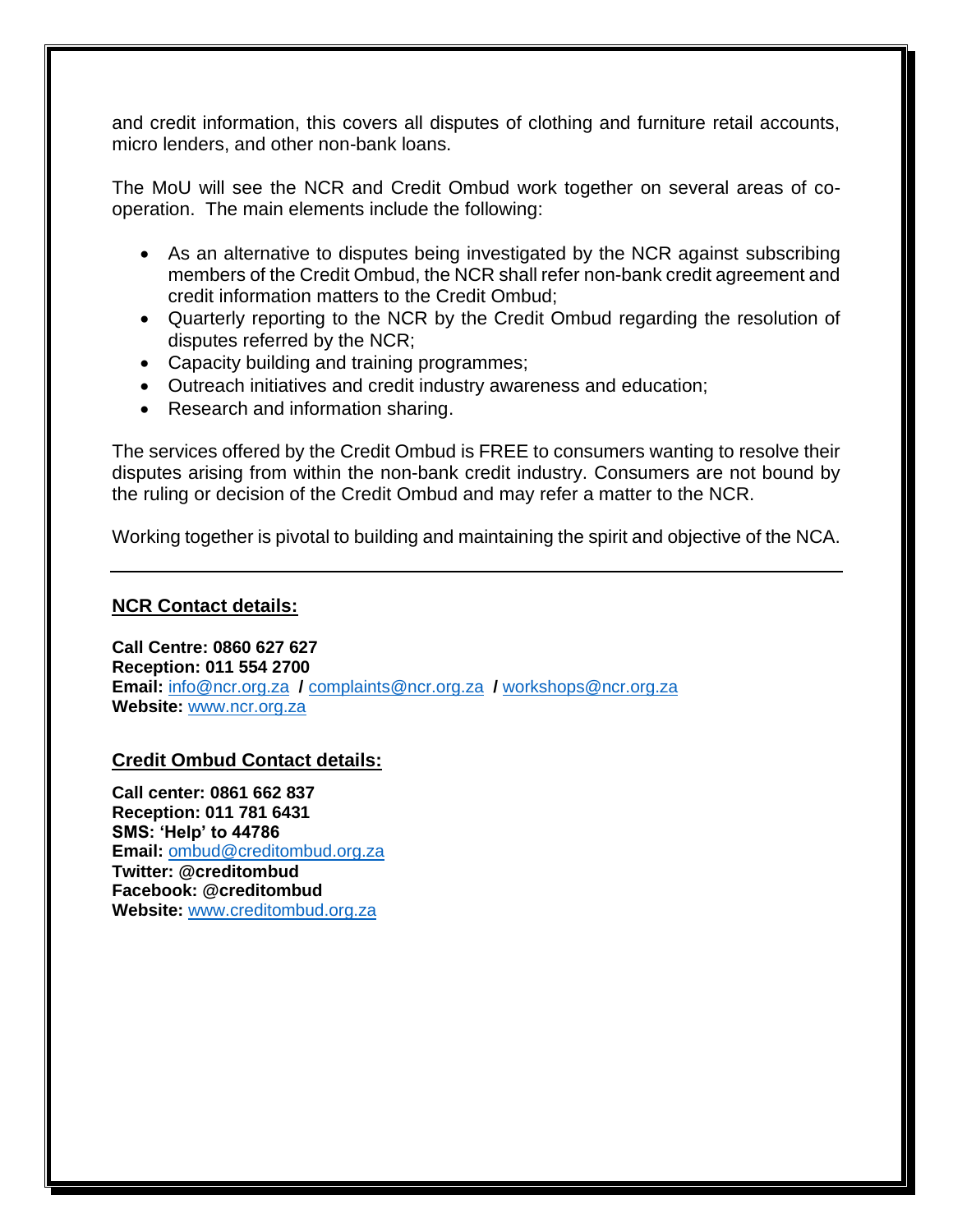and credit information, this covers all disputes of clothing and furniture retail accounts, micro lenders, and other non-bank loans.

The MoU will see the NCR and Credit Ombud work together on several areas of co-operation. The main elements include the following:

- As an alternative to disputes being investigated by the NCR against subscribing members of the Credit Ombud, the NCR shall refer non-bank credit agreement and credit information matters to the Credit Ombud;
- Quarterly reporting to the NCR by the Credit Ombud regarding the resolution of disputes referred by the NCR;
- Capacity building and training programmes;
- Outreach initiatives and credit industry awareness and education;
- Research and information sharing.

The services offered by the Credit Ombud is FREE to consumers wanting to resolve their disputes arising from within the non-bank credit industry. Consumers are not bound by the ruling or decision of the Credit Ombud and may refer a matter to the NCR.

Working together is pivotal to building and maintaining the spirit and objective of the NCA.

---

**NCR Contact details:**

**Call Centre: 0860 627 627**
**Reception: 011 554 2700**
**Email:** info@ncr.org.za **/** complaints@ncr.org.za **/** workshops@ncr.org.za
**Website:** www.ncr.org.za

**Credit Ombud Contact details:**

**Call center: 0861 662 837**
**Reception: 011 781 6431**
**SMS: 'Help' to 44786**
**Email:** ombud@creditombud.org.za
**Twitter: @creditombud**
**Facebook: @creditombud**
**Website:** www.creditombud.org.za